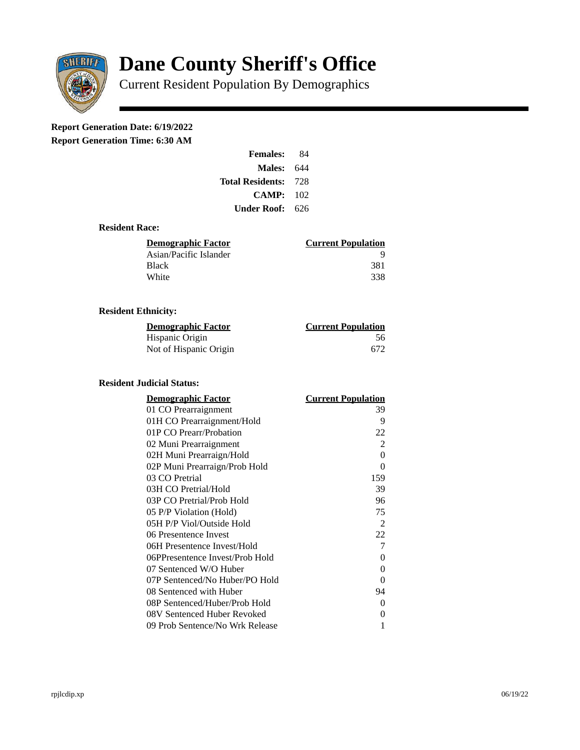# Dane County Sheriff's Office

## Current Resident Population By Demographics

**Report Generation Date: 6/19/2022**
**Report Generation Time: 6:30 AM**

| | |
|---|---|
| **Females:** | 84 |
| **Males:** | 644 |
| **Total Residents:** | 728 |
| **CAMP:** | 102 |
| **Under Roof:** | 626 |

### Resident Race:

| Demographic Factor | Current Population |
|---|---|
| Asian/Pacific Islander | 9 |
| Black | 381 |
| White | 338 |

### Resident Ethnicity:

| Demographic Factor | Current Population |
|---|---|
| Hispanic Origin | 56 |
| Not of Hispanic Origin | 672 |

### Resident Judicial Status:

| Demographic Factor | Current Population |
|---|---|
| 01 CO Prearraignment | 39 |
| 01H CO Prearraignment/Hold | 9 |
| 01P CO Prearr/Probation | 22 |
| 02 Muni Prearraignment | 2 |
| 02H Muni Prearraign/Hold | 0 |
| 02P Muni Prearraign/Prob Hold | 0 |
| 03 CO Pretrial | 159 |
| 03H CO Pretrial/Hold | 39 |
| 03P CO Pretrial/Prob Hold | 96 |
| 05 P/P Violation (Hold) | 75 |
| 05H P/P Viol/Outside Hold | 2 |
| 06 Presentence Invest | 22 |
| 06H Presentence Invest/Hold | 7 |
| 06PPresentence Invest/Prob Hold | 0 |
| 07 Sentenced W/O Huber | 0 |
| 07P Sentenced/No Huber/PO Hold | 0 |
| 08 Sentenced with Huber | 94 |
| 08P Sentenced/Huber/Prob Hold | 0 |
| 08V Sentenced Huber Revoked | 0 |
| 09 Prob Sentence/No Wrk Release | 1 |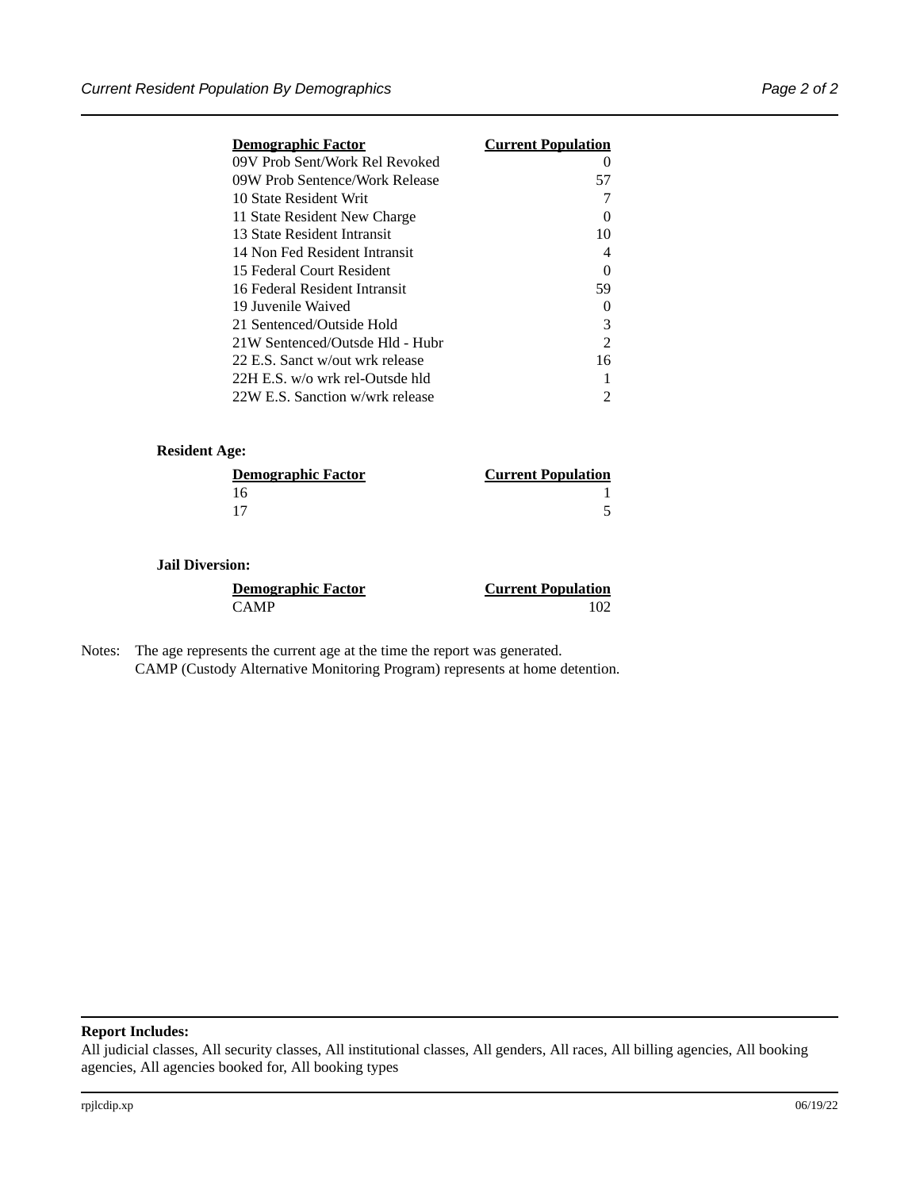| Demographic Factor | Current Population |
| --- | --- |
| 09V Prob Sent/Work Rel Revoked | 0 |
| 09W Prob Sentence/Work Release | 57 |
| 10 State Resident Writ | 7 |
| 11 State Resident New Charge | 0 |
| 13 State Resident Intransit | 10 |
| 14 Non Fed Resident Intransit | 4 |
| 15 Federal Court Resident | 0 |
| 16 Federal Resident Intransit | 59 |
| 19 Juvenile Waived | 0 |
| 21 Sentenced/Outside Hold | 3 |
| 21W Sentenced/Outsde Hld - Hubr | 2 |
| 22 E.S. Sanct w/out wrk release | 16 |
| 22H E.S. w/o wrk rel-Outsde hld | 1 |
| 22W E.S. Sanction w/wrk release | 2 |

**Resident Age:**

| Demographic Factor | Current Population |
| --- | --- |
| 16 | 1 |
| 17 | 5 |

**Jail Diversion:**

| Demographic Factor | Current Population |
| --- | --- |
| CAMP | 102 |

Notes: The age represents the current age at the time the report was generated.
CAMP (Custody Alternative Monitoring Program) represents at home detention.

**Report Includes:**

All judicial classes, All security classes, All institutional classes, All genders, All races, All billing agencies, All booking agencies, All agencies booked for, All booking types

rpjlcdip.xp 06/19/22